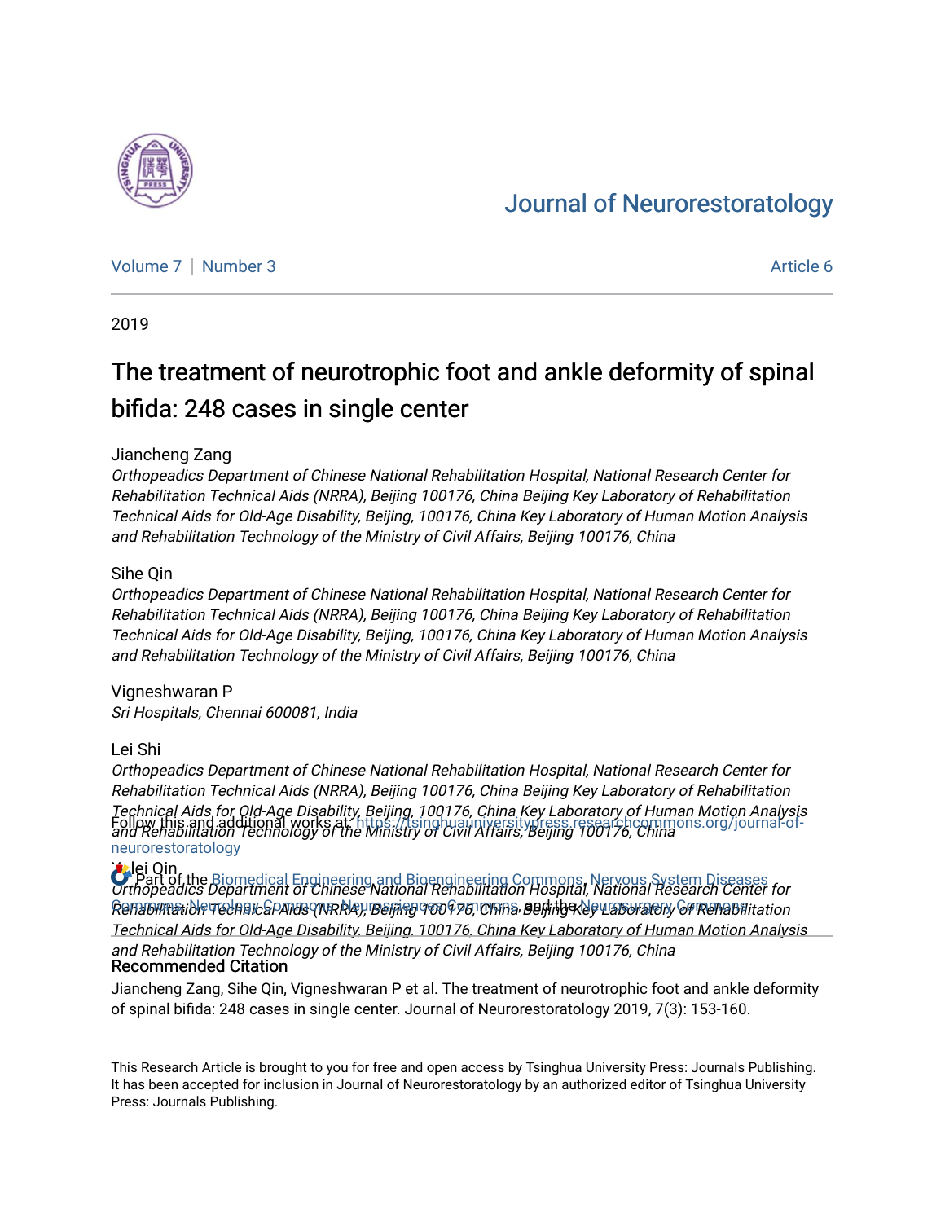Journal of Neurorestoratology

Volume 7 | Number 3 Article 6

2019

# The treatment of neurotrophic foot and ankle deformity of spinal bifida: 248 cases in single center

Jiancheng Zang
*Orthopeadics Department of Chinese National Rehabilitation Hospital, National Research Center for Rehabilitation Technical Aids (NRRA), Beijing 100176, China Beijing Key Laboratory of Rehabilitation Technical Aids for Old-Age Disability, Beijing, 100176, China Key Laboratory of Human Motion Analysis and Rehabilitation Technology of the Ministry of Civil Affairs, Beijing 100176, China*

Sihe Qin
*Orthopeadics Department of Chinese National Rehabilitation Hospital, National Research Center for Rehabilitation Technical Aids (NRRA), Beijing 100176, China Beijing Key Laboratory of Rehabilitation Technical Aids for Old-Age Disability, Beijing, 100176, China Key Laboratory of Human Motion Analysis and Rehabilitation Technology of the Ministry of Civil Affairs, Beijing 100176, China*

Vigneshwaran P
*Sri Hospitals, Chennai 600081, India*

Lei Shi
*Orthopeadics Department of Chinese National Rehabilitation Hospital, National Research Center for Rehabilitation Technical Aids (NRRA), Beijing 100176, China Beijing Key Laboratory of Rehabilitation Technical Aids for Old-Age Disability, Beijing, 100176, China Key Laboratory of Human Motion Analysis and Rehabilitation Technology of the Ministry of Civil Affairs, Beijing 100176, China*

Xulei Qin
*Orthopeadics Department of Chinese National Rehabilitation Hospital, National Research Center for Rehabilitation Technical Aids (NRRA), Beijing 100176, China Beijing Key Laboratory of Rehabilitation Technical Aids for Old-Age Disability, Beijing, 100176, China Key Laboratory of Human Motion Analysis and Rehabilitation Technology of the Ministry of Civil Affairs, Beijing 100176, China*

Follow this and additional works at: https://tsinghuauniversitypress.researchcommons.org/journal-of-neurorestoratology

Part of the Biomedical Engineering and Bioengineering Commons, Nervous System Diseases Commons, Neurology Commons, Neurosciences Commons, and the Neurosurgery Commons

## Recommended Citation

Jiancheng Zang, Sihe Qin, Vigneshwaran P et al. The treatment of neurotrophic foot and ankle deformity of spinal bifida: 248 cases in single center. Journal of Neurorestoratology 2019, 7(3): 153-160.

This Research Article is brought to you for free and open access by Tsinghua University Press: Journals Publishing. It has been accepted for inclusion in Journal of Neurorestoratology by an authorized editor of Tsinghua University Press: Journals Publishing.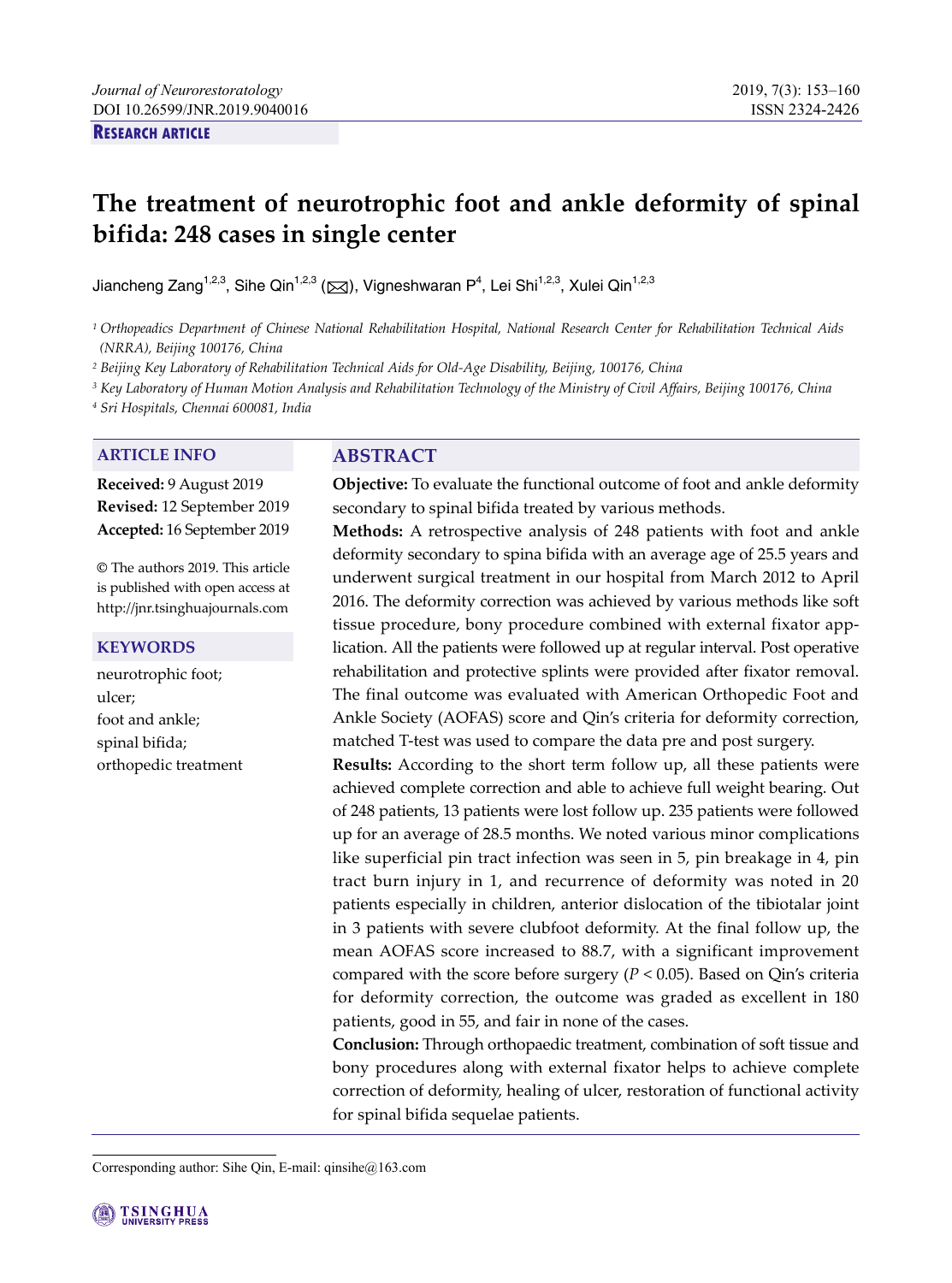# The treatment of neurotrophic foot and ankle deformity of spinal bifida: 248 cases in single center

Jiancheng Zang[1,2,3], Sihe Qin[1,2,3] (✉), Vigneshwaran P[4], Lei Shi[1,2,3], Xulei Qin[1,2,3]

[1] *Orthopeadics Department of Chinese National Rehabilitation Hospital, National Research Center for Rehabilitation Technical Aids (NRRA), Beijing 100176, China*

[2] *Beijing Key Laboratory of Rehabilitation Technical Aids for Old-Age Disability, Beijing, 100176, China*

[3] *Key Laboratory of Human Motion Analysis and Rehabilitation Technology of the Ministry of Civil Affairs, Beijing 100176, China*

[4] *Sri Hospitals, Chennai 600081, India*

## ARTICLE INFO

**Received:** 9 August 2019
**Revised:** 12 September 2019
**Accepted:** 16 September 2019

© The authors 2019. This article is published with open access at http://jnr.tsinghuajournals.com

## KEYWORDS

neurotrophic foot;
ulcer;
foot and ankle;
spinal bifida;
orthopedic treatment

## ABSTRACT

**Objective:** To evaluate the functional outcome of foot and ankle deformity secondary to spinal bifida treated by various methods.

**Methods:** A retrospective analysis of 248 patients with foot and ankle deformity secondary to spina bifida with an average age of 25.5 years and underwent surgical treatment in our hospital from March 2012 to April 2016. The deformity correction was achieved by various methods like soft tissue procedure, bony procedure combined with external fixator application. All the patients were followed up at regular interval. Post operative rehabilitation and protective splints were provided after fixator removal. The final outcome was evaluated with American Orthopedic Foot and Ankle Society (AOFAS) score and Qin's criteria for deformity correction, matched T-test was used to compare the data pre and post surgery.

**Results:** According to the short term follow up, all these patients were achieved complete correction and able to achieve full weight bearing. Out of 248 patients, 13 patients were lost follow up. 235 patients were followed up for an average of 28.5 months. We noted various minor complications like superficial pin tract infection was seen in 5, pin breakage in 4, pin tract burn injury in 1, and recurrence of deformity was noted in 20 patients especially in children, anterior dislocation of the tibiotalar joint in 3 patients with severe clubfoot deformity. At the final follow up, the mean AOFAS score increased to 88.7, with a significant improvement compared with the score before surgery ($P < 0.05$). Based on Qin's criteria for deformity correction, the outcome was graded as excellent in 180 patients, good in 55, and fair in none of the cases.

**Conclusion:** Through orthopaedic treatment, combination of soft tissue and bony procedures along with external fixator helps to achieve complete correction of deformity, healing of ulcer, restoration of functional activity for spinal bifida sequelae patients.

Corresponding author: Sihe Qin, E-mail: qinsihe@163.com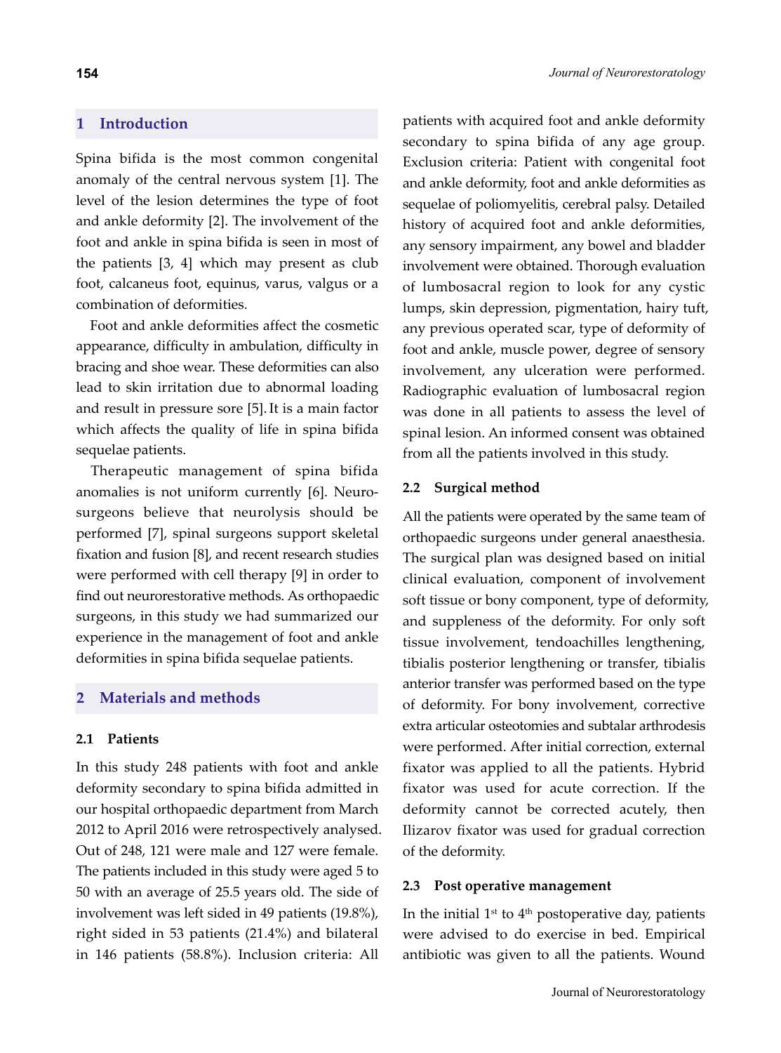## 1 Introduction

Spina bifida is the most common congenital anomaly of the central nervous system [1]. The level of the lesion determines the type of foot and ankle deformity [2]. The involvement of the foot and ankle in spina bifida is seen in most of the patients [3, 4] which may present as club foot, calcaneus foot, equinus, varus, valgus or a combination of deformities.

Foot and ankle deformities affect the cosmetic appearance, difficulty in ambulation, difficulty in bracing and shoe wear. These deformities can also lead to skin irritation due to abnormal loading and result in pressure sore [5]. It is a main factor which affects the quality of life in spina bifida sequelae patients.

Therapeutic management of spina bifida anomalies is not uniform currently [6]. Neurosurgeons believe that neurolysis should be performed [7], spinal surgeons support skeletal fixation and fusion [8], and recent research studies were performed with cell therapy [9] in order to find out neurorestorative methods. As orthopaedic surgeons, in this study we had summarized our experience in the management of foot and ankle deformities in spina bifida sequelae patients.

## 2 Materials and methods

### 2.1 Patients

In this study 248 patients with foot and ankle deformity secondary to spina bifida admitted in our hospital orthopaedic department from March 2012 to April 2016 were retrospectively analysed. Out of 248, 121 were male and 127 were female. The patients included in this study were aged 5 to 50 with an average of 25.5 years old. The side of involvement was left sided in 49 patients (19.8%), right sided in 53 patients (21.4%) and bilateral in 146 patients (58.8%). Inclusion criteria: All patients with acquired foot and ankle deformity secondary to spina bifida of any age group. Exclusion criteria: Patient with congenital foot and ankle deformity, foot and ankle deformities as sequelae of poliomyelitis, cerebral palsy. Detailed history of acquired foot and ankle deformities, any sensory impairment, any bowel and bladder involvement were obtained. Thorough evaluation of lumbosacral region to look for any cystic lumps, skin depression, pigmentation, hairy tuft, any previous operated scar, type of deformity of foot and ankle, muscle power, degree of sensory involvement, any ulceration were performed. Radiographic evaluation of lumbosacral region was done in all patients to assess the level of spinal lesion. An informed consent was obtained from all the patients involved in this study.

### 2.2 Surgical method

All the patients were operated by the same team of orthopaedic surgeons under general anaesthesia. The surgical plan was designed based on initial clinical evaluation, component of involvement soft tissue or bony component, type of deformity, and suppleness of the deformity. For only soft tissue involvement, tendoachilles lengthening, tibialis posterior lengthening or transfer, tibialis anterior transfer was performed based on the type of deformity. For bony involvement, corrective extra articular osteotomies and subtalar arthrodesis were performed. After initial correction, external fixator was applied to all the patients. Hybrid fixator was used for acute correction. If the deformity cannot be corrected acutely, then Ilizarov fixator was used for gradual correction of the deformity.

### 2.3 Post operative management

In the initial 1st to 4th postoperative day, patients were advised to do exercise in bed. Empirical antibiotic was given to all the patients. Wound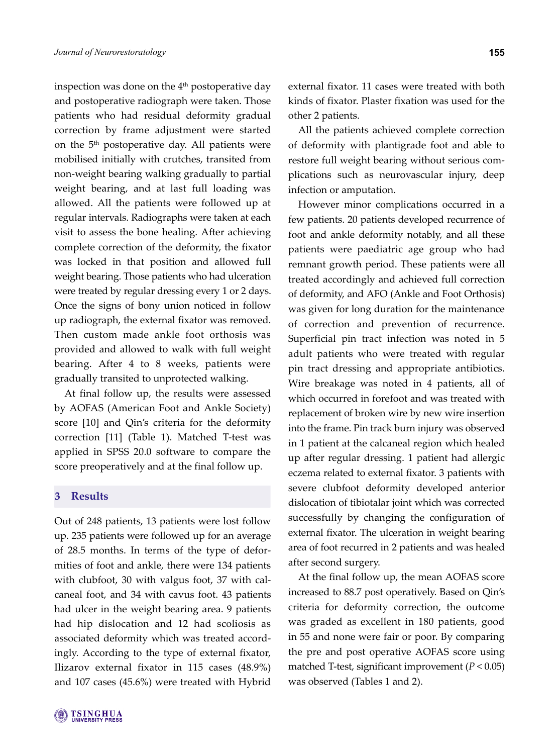inspection was done on the 4th postoperative day and postoperative radiograph were taken. Those patients who had residual deformity gradual correction by frame adjustment were started on the 5th postoperative day. All patients were mobilised initially with crutches, transited from non-weight bearing walking gradually to partial weight bearing, and at last full loading was allowed. All the patients were followed up at regular intervals. Radiographs were taken at each visit to assess the bone healing. After achieving complete correction of the deformity, the fixator was locked in that position and allowed full weight bearing. Those patients who had ulceration were treated by regular dressing every 1 or 2 days. Once the signs of bony union noticed in follow up radiograph, the external fixator was removed. Then custom made ankle foot orthosis was provided and allowed to walk with full weight bearing. After 4 to 8 weeks, patients were gradually transited to unprotected walking.

At final follow up, the results were assessed by AOFAS (American Foot and Ankle Society) score [10] and Qin's criteria for the deformity correction [11] (Table 1). Matched T-test was applied in SPSS 20.0 software to compare the score preoperatively and at the final follow up.

## 3 Results

Out of 248 patients, 13 patients were lost follow up. 235 patients were followed up for an average of 28.5 months. In terms of the type of deformities of foot and ankle, there were 134 patients with clubfoot, 30 with valgus foot, 37 with calcaneal foot, and 34 with cavus foot. 43 patients had ulcer in the weight bearing area. 9 patients had hip dislocation and 12 had scoliosis as associated deformity which was treated accordingly. According to the type of external fixator, Ilizarov external fixator in 115 cases (48.9%) and 107 cases (45.6%) were treated with Hybrid external fixator. 11 cases were treated with both kinds of fixator. Plaster fixation was used for the other 2 patients.

All the patients achieved complete correction of deformity with plantigrade foot and able to restore full weight bearing without serious complications such as neurovascular injury, deep infection or amputation.

However minor complications occurred in a few patients. 20 patients developed recurrence of foot and ankle deformity notably, and all these patients were paediatric age group who had remnant growth period. These patients were all treated accordingly and achieved full correction of deformity, and AFO (Ankle and Foot Orthosis) was given for long duration for the maintenance of correction and prevention of recurrence. Superficial pin tract infection was noted in 5 adult patients who were treated with regular pin tract dressing and appropriate antibiotics. Wire breakage was noted in 4 patients, all of which occurred in forefoot and was treated with replacement of broken wire by new wire insertion into the frame. Pin track burn injury was observed in 1 patient at the calcaneal region which healed up after regular dressing. 1 patient had allergic eczema related to external fixator. 3 patients with severe clubfoot deformity developed anterior dislocation of tibiotalar joint which was corrected successfully by changing the configuration of external fixator. The ulceration in weight bearing area of foot recurred in 2 patients and was healed after second surgery.

At the final follow up, the mean AOFAS score increased to 88.7 post operatively. Based on Qin's criteria for deformity correction, the outcome was graded as excellent in 180 patients, good in 55 and none were fair or poor. By comparing the pre and post operative AOFAS score using matched T-test, significant improvement ($P < 0.05$) was observed (Tables 1 and 2).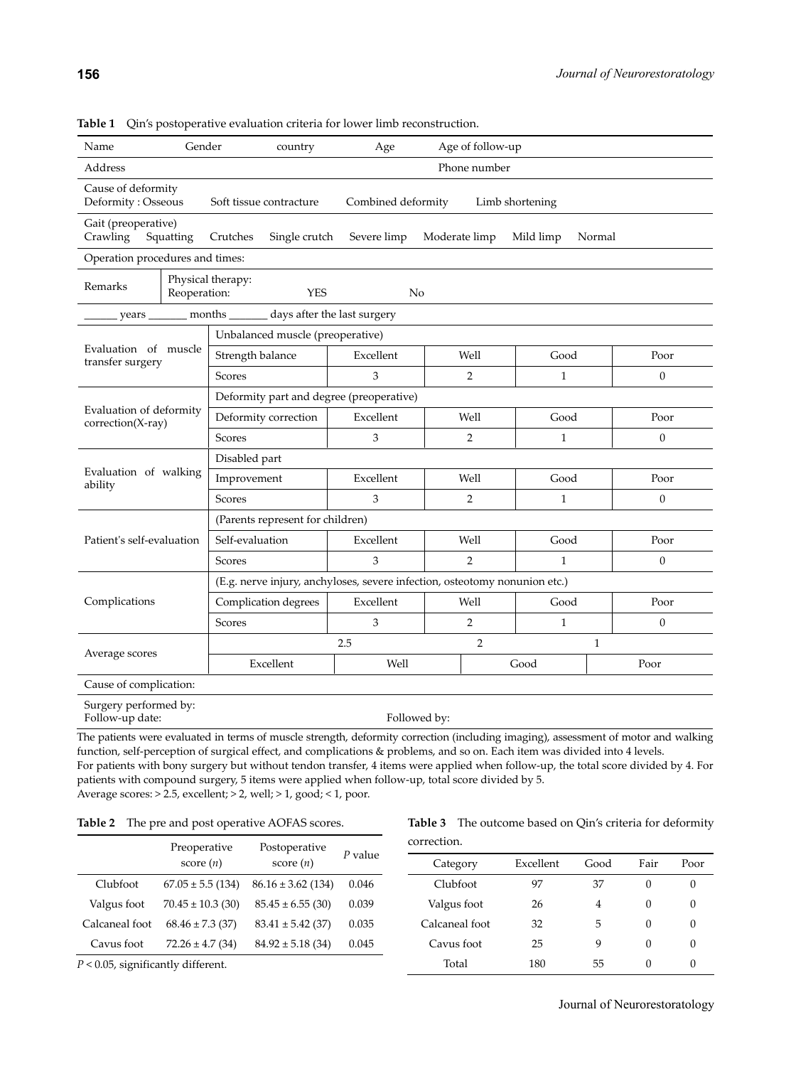**Table 1** Qin's postoperative evaluation criteria for lower limb reconstruction.

| | | | | | |
|---|---|---|---|---|---|
| Name Gender country | | Age | Age of follow-up | | |
| Address | | | Phone number | | |
| Cause of deformity<br>Deformity : Osseous | Soft tissue contracture | Combined deformity | Limb shortening | | |
| Gait (preoperative)<br>Crawling Squatting | Crutches Single crutch | Severe limp | Moderate limp | Mild limp | Normal |
| Operation procedures and times: | | | | | |
| Remarks | Physical therapy:<br>Reoperation: YES | No | | | |
| ______ years _______ months _______ days after the last surgery | | | | | |
| Evaluation of muscle transfer surgery | Unbalanced muscle (preoperative) | | | | |
| | Strength balance | Excellent | Well | Good | Poor |
| | Scores | 3 | 2 | 1 | 0 |
| Evaluation of deformity correction(X-ray) | Deformity part and degree (preoperative) | | | | |
| | Deformity correction | Excellent | Well | Good | Poor |
| | Scores | 3 | 2 | 1 | 0 |
| Evaluation of walking ability | Disabled part | | | | |
| | Improvement | Excellent | Well | Good | Poor |
| | Scores | 3 | 2 | 1 | 0 |
| Patient's self-evaluation | (Parents represent for children) | | | | |
| | Self-evaluation | Excellent | Well | Good | Poor |
| | Scores | 3 | 2 | 1 | 0 |
| Complications | (E.g. nerve injury, anchyloses, severe infection, osteotomy nonunion etc.) | | | | |
| | Complication degrees | Excellent | Well | Good | Poor |
| | Scores | 3 | 2 | 1 | 0 |
| Average scores | 2.5 | 2 | 1 | | |
| | Excellent | Well | Good | Poor | |
| Cause of complication: | | | | | |
| Surgery performed by:<br>Follow-up date: | | Followed by: | | | |

The patients were evaluated in terms of muscle strength, deformity correction (including imaging), assessment of motor and walking function, self-perception of surgical effect, and complications & problems, and so on. Each item was divided into 4 levels.
For patients with bony surgery but without tendon transfer, 4 items were applied when follow-up, the total score divided by 4. For patients with compound surgery, 5 items were applied when follow-up, total score divided by 5.
Average scores: > 2.5, excellent; > 2, well; > 1, good; < 1, poor.

**Table 2** The pre and post operative AOFAS scores.

| | Preoperative score (*n*) | Postoperative score (*n*) | *P* value |
|---|---|---|---|
| Clubfoot | 67.05 ± 5.5 (134) | 86.16 ± 3.62 (134) | 0.046 |
| Valgus foot | 70.45 ± 10.3 (30) | 85.45 ± 6.55 (30) | 0.039 |
| Calcaneal foot | 68.46 ± 7.3 (37) | 83.41 ± 5.42 (37) | 0.035 |
| Cavus foot | 72.26 ± 4.7 (34) | 84.92 ± 5.18 (34) | 0.045 |

$P < 0.05$, significantly different.

**Table 3** The outcome based on Qin's criteria for deformity correction.

| Category | Excellent | Good | Fair | Poor |
|---|---|---|---|---|
| Clubfoot | 97 | 37 | 0 | 0 |
| Valgus foot | 26 | 4 | 0 | 0 |
| Calcaneal foot | 32 | 5 | 0 | 0 |
| Cavus foot | 25 | 9 | 0 | 0 |
| Total | 180 | 55 | 0 | 0 |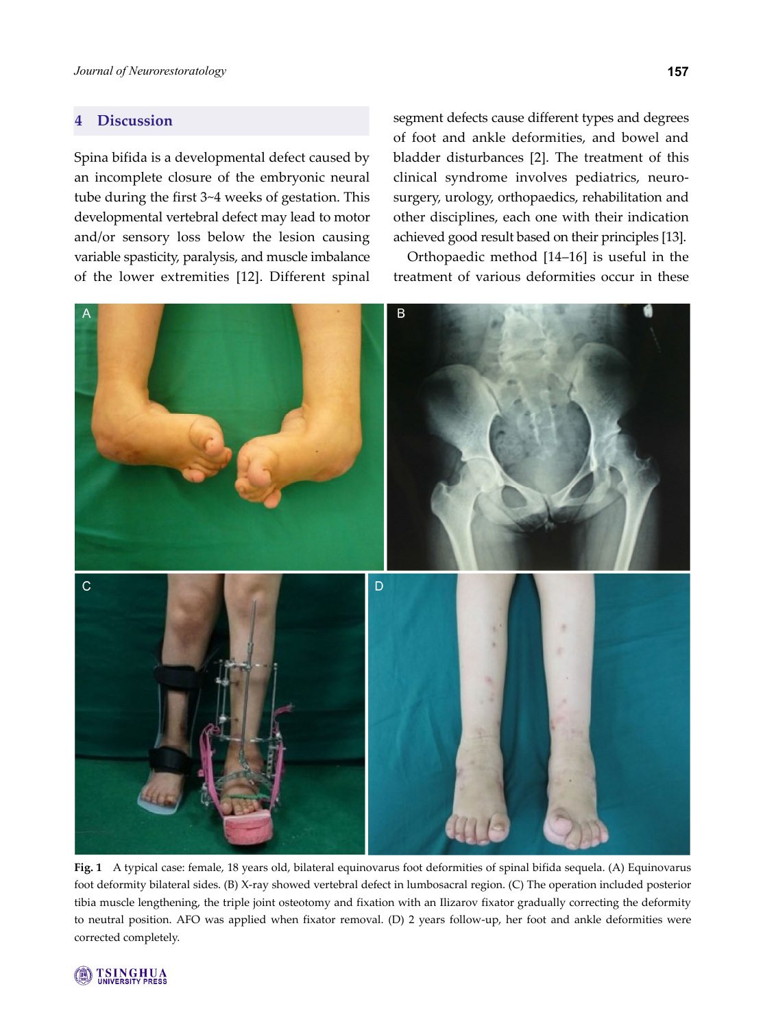## 4 Discussion

Spina bifida is a developmental defect caused by an incomplete closure of the embryonic neural tube during the first 3~4 weeks of gestation. This developmental vertebral defect may lead to motor and/or sensory loss below the lesion causing variable spasticity, paralysis, and muscle imbalance of the lower extremities [12]. Different spinal segment defects cause different types and degrees of foot and ankle deformities, and bowel and bladder disturbances [2]. The treatment of this clinical syndrome involves pediatrics, neurosurgery, urology, orthopaedics, rehabilitation and other disciplines, each one with their indication achieved good result based on their principles [13].

Orthopaedic method [14–16] is useful in the treatment of various deformities occur in these

**Fig. 1** A typical case: female, 18 years old, bilateral equinovarus foot deformities of spinal bifida sequela. (A) Equinovarus foot deformity bilateral sides. (B) X-ray showed vertebral defect in lumbosacral region. (C) The operation included posterior tibia muscle lengthening, the triple joint osteotomy and fixation with an Ilizarov fixator gradually correcting the deformity to neutral position. AFO was applied when fixator removal. (D) 2 years follow-up, her foot and ankle deformities were corrected completely.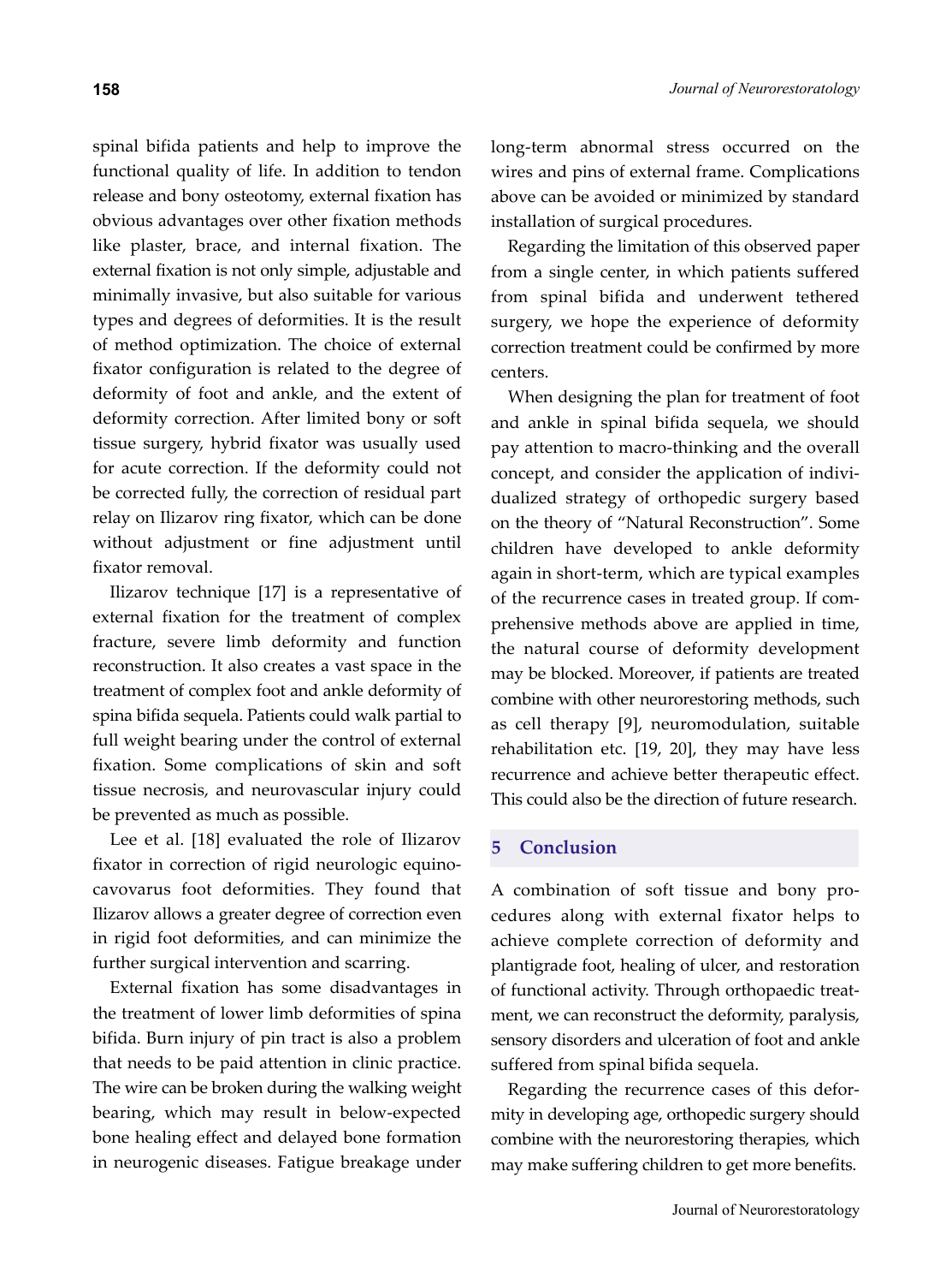spinal bifida patients and help to improve the functional quality of life. In addition to tendon release and bony osteotomy, external fixation has obvious advantages over other fixation methods like plaster, brace, and internal fixation. The external fixation is not only simple, adjustable and minimally invasive, but also suitable for various types and degrees of deformities. It is the result of method optimization. The choice of external fixator configuration is related to the degree of deformity of foot and ankle, and the extent of deformity correction. After limited bony or soft tissue surgery, hybrid fixator was usually used for acute correction. If the deformity could not be corrected fully, the correction of residual part relay on Ilizarov ring fixator, which can be done without adjustment or fine adjustment until fixator removal.

Ilizarov technique [17] is a representative of external fixation for the treatment of complex fracture, severe limb deformity and function reconstruction. It also creates a vast space in the treatment of complex foot and ankle deformity of spina bifida sequela. Patients could walk partial to full weight bearing under the control of external fixation. Some complications of skin and soft tissue necrosis, and neurovascular injury could be prevented as much as possible.

Lee et al. [18] evaluated the role of Ilizarov fixator in correction of rigid neurologic equinocavovarus foot deformities. They found that Ilizarov allows a greater degree of correction even in rigid foot deformities, and can minimize the further surgical intervention and scarring.

External fixation has some disadvantages in the treatment of lower limb deformities of spina bifida. Burn injury of pin tract is also a problem that needs to be paid attention in clinic practice. The wire can be broken during the walking weight bearing, which may result in below-expected bone healing effect and delayed bone formation in neurogenic diseases. Fatigue breakage under long-term abnormal stress occurred on the wires and pins of external frame. Complications above can be avoided or minimized by standard installation of surgical procedures.

Regarding the limitation of this observed paper from a single center, in which patients suffered from spinal bifida and underwent tethered surgery, we hope the experience of deformity correction treatment could be confirmed by more centers.

When designing the plan for treatment of foot and ankle in spinal bifida sequela, we should pay attention to macro-thinking and the overall concept, and consider the application of individualized strategy of orthopedic surgery based on the theory of "Natural Reconstruction". Some children have developed to ankle deformity again in short-term, which are typical examples of the recurrence cases in treated group. If comprehensive methods above are applied in time, the natural course of deformity development may be blocked. Moreover, if patients are treated combine with other neurorestoring methods, such as cell therapy [9], neuromodulation, suitable rehabilitation etc. [19, 20], they may have less recurrence and achieve better therapeutic effect. This could also be the direction of future research.

## 5 Conclusion

A combination of soft tissue and bony procedures along with external fixator helps to achieve complete correction of deformity and plantigrade foot, healing of ulcer, and restoration of functional activity. Through orthopaedic treatment, we can reconstruct the deformity, paralysis, sensory disorders and ulceration of foot and ankle suffered from spinal bifida sequela.

Regarding the recurrence cases of this deformity in developing age, orthopedic surgery should combine with the neurorestoring therapies, which may make suffering children to get more benefits.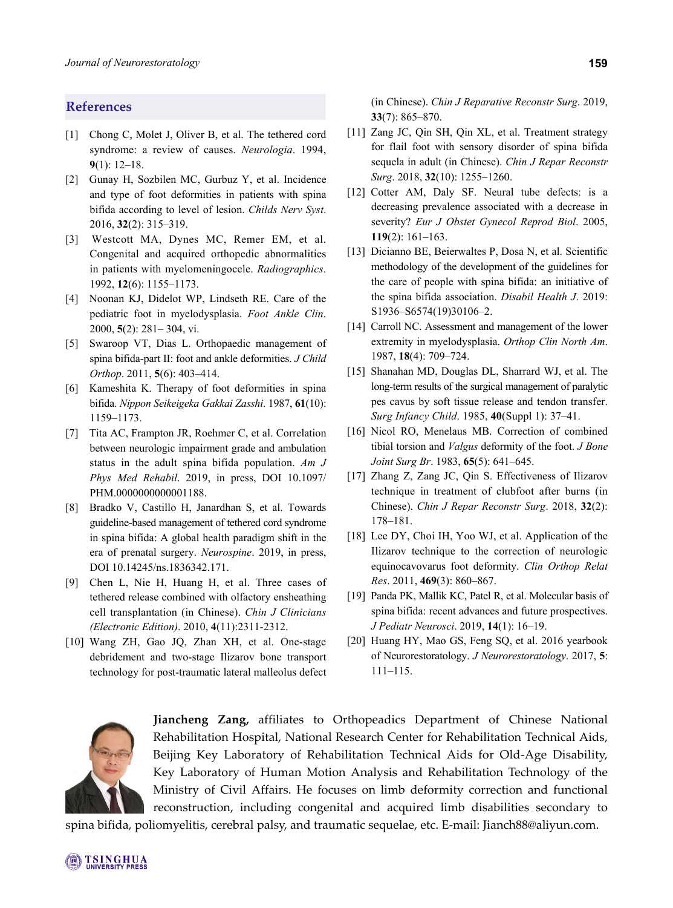## References

[1] Chong C, Molet J, Oliver B, et al. The tethered cord syndrome: a review of causes. *Neurologia*. 1994, **9**(1): 12–18.

[2] Gunay H, Sozbilen MC, Gurbuz Y, et al. Incidence and type of foot deformities in patients with spina bifida according to level of lesion. *Childs Nerv Syst*. 2016, **32**(2): 315–319.

[3] Westcott MA, Dynes MC, Remer EM, et al. Congenital and acquired orthopedic abnormalities in patients with myelomeningocele. *Radiographics*. 1992, **12**(6): 1155–1173.

[4] Noonan KJ, Didelot WP, Lindseth RE. Care of the pediatric foot in myelodysplasia. *Foot Ankle Clin*. 2000, **5**(2): 281– 304, vi.

[5] Swaroop VT, Dias L. Orthopaedic management of spina bifida-part II: foot and ankle deformities. *J Child Orthop*. 2011, **5**(6): 403–414.

[6] Kameshita K. Therapy of foot deformities in spina bifida. *Nippon Seikeigeka Gakkai Zasshi*. 1987, **61**(10): 1159–1173.

[7] Tita AC, Frampton JR, Roehmer C, et al. Correlation between neurologic impairment grade and ambulation status in the adult spina bifida population. *Am J Phys Med Rehabil*. 2019, in press, DOI 10.1097/PHM.0000000000001188.

[8] Bradko V, Castillo H, Janardhan S, et al. Towards guideline-based management of tethered cord syndrome in spina bifida: A global health paradigm shift in the era of prenatal surgery. *Neurospine*. 2019, in press, DOI 10.14245/ns.1836342.171.

[9] Chen L, Nie H, Huang H, et al. Three cases of tethered release combined with olfactory ensheathing cell transplantation (in Chinese). *Chin J Clinicians (Electronic Edition)*. 2010, **4**(11):2311-2312.

[10] Wang ZH, Gao JQ, Zhan XH, et al. One-stage debridement and two-stage Ilizarov bone transport technology for post-traumatic lateral malleolus defect (in Chinese). *Chin J Reparative Reconstr Surg*. 2019, **33**(7): 865–870.

[11] Zang JC, Qin SH, Qin XL, et al. Treatment strategy for flail foot with sensory disorder of spina bifida sequela in adult (in Chinese). *Chin J Repar Reconstr Surg*. 2018, **32**(10): 1255–1260.

[12] Cotter AM, Daly SF. Neural tube defects: is a decreasing prevalence associated with a decrease in severity? *Eur J Obstet Gynecol Reprod Biol*. 2005, **119**(2): 161–163.

[13] Dicianno BE, Beierwaltes P, Dosa N, et al. Scientific methodology of the development of the guidelines for the care of people with spina bifida: an initiative of the spina bifida association. *Disabil Health J*. 2019: S1936–S6574(19)30106–2.

[14] Carroll NC. Assessment and management of the lower extremity in myelodysplasia. *Orthop Clin North Am*. 1987, **18**(4): 709–724.

[15] Shanahan MD, Douglas DL, Sharrard WJ, et al. The long-term results of the surgical management of paralytic pes cavus by soft tissue release and tendon transfer. *Surg Infancy Child*. 1985, **40**(Suppl 1): 37–41.

[16] Nicol RO, Menelaus MB. Correction of combined tibial torsion and *Valgus* deformity of the foot. *J Bone Joint Surg Br*. 1983, **65**(5): 641–645.

[17] Zhang Z, Zang JC, Qin S. Effectiveness of Ilizarov technique in treatment of clubfoot after burns (in Chinese). *Chin J Repar Reconstr Surg*. 2018, **32**(2): 178–181.

[18] Lee DY, Choi IH, Yoo WJ, et al. Application of the Ilizarov technique to the correction of neurologic equinocavovarus foot deformity. *Clin Orthop Relat Res*. 2011, **469**(3): 860–867.

[19] Panda PK, Mallik KC, Patel R, et al. Molecular basis of spina bifida: recent advances and future prospectives. *J Pediatr Neurosci*. 2019, **14**(1): 16–19.

[20] Huang HY, Mao GS, Feng SQ, et al. 2016 yearbook of Neurorestoratology. *J Neurorestoratology*. 2017, **5**: 111–115.

**Jiancheng Zang,** affiliates to Orthopeadics Department of Chinese National Rehabilitation Hospital, National Research Center for Rehabilitation Technical Aids, Beijing Key Laboratory of Rehabilitation Technical Aids for Old-Age Disability, Key Laboratory of Human Motion Analysis and Rehabilitation Technology of the Ministry of Civil Affairs. He focuses on limb deformity correction and functional reconstruction, including congenital and acquired limb disabilities secondary to spina bifida, poliomyelitis, cerebral palsy, and traumatic sequelae, etc. E-mail: Jianch88@aliyun.com.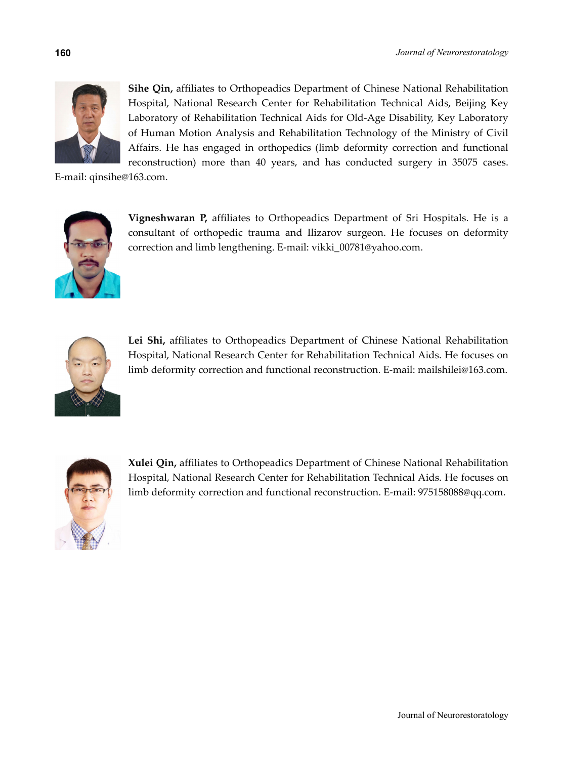**Sihe Qin,** affiliates to Orthopeadics Department of Chinese National Rehabilitation Hospital, National Research Center for Rehabilitation Technical Aids, Beijing Key Laboratory of Rehabilitation Technical Aids for Old-Age Disability, Key Laboratory of Human Motion Analysis and Rehabilitation Technology of the Ministry of Civil Affairs. He has engaged in orthopedics (limb deformity correction and functional reconstruction) more than 40 years, and has conducted surgery in 35075 cases. E-mail: qinsihe@163.com.

**Vigneshwaran P,** affiliates to Orthopeadics Department of Sri Hospitals. He is a consultant of orthopedic trauma and Ilizarov surgeon. He focuses on deformity correction and limb lengthening. E-mail: vikki_00781@yahoo.com.

**Lei Shi,** affiliates to Orthopeadics Department of Chinese National Rehabilitation Hospital, National Research Center for Rehabilitation Technical Aids. He focuses on limb deformity correction and functional reconstruction. E-mail: mailshilei@163.com.

**Xulei Qin,** affiliates to Orthopeadics Department of Chinese National Rehabilitation Hospital, National Research Center for Rehabilitation Technical Aids. He focuses on limb deformity correction and functional reconstruction. E-mail: 975158088@qq.com.